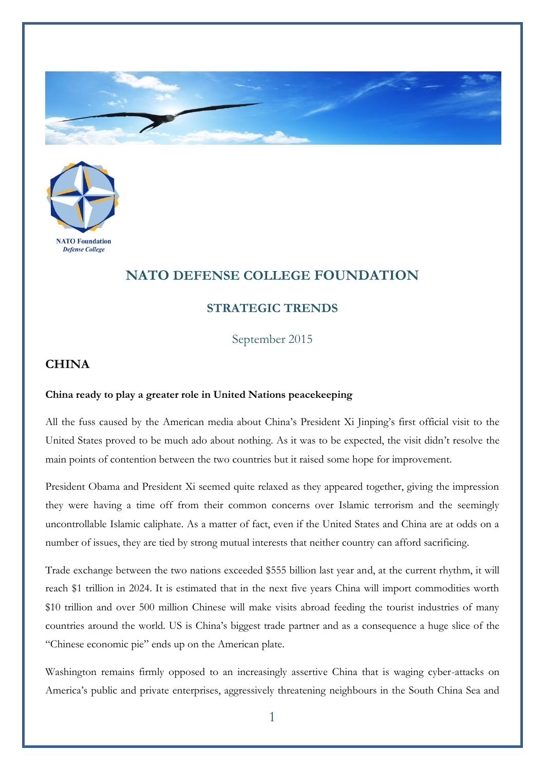# NATO DEFENSE COLLEGE FOUNDATION

## STRATEGIC TRENDS

September 2015

## CHINA

**China ready to play a greater role in United Nations peacekeeping**

All the fuss caused by the American media about China's President Xi Jinping's first official visit to the United States proved to be much ado about nothing. As it was to be expected, the visit didn't resolve the main points of contention between the two countries but it raised some hope for improvement.

President Obama and President Xi seemed quite relaxed as they appeared together, giving the impression they were having a time off from their common concerns over Islamic terrorism and the seemingly uncontrollable Islamic caliphate. As a matter of fact, even if the United States and China are at odds on a number of issues, they are tied by strong mutual interests that neither country can afford sacrificing.

Trade exchange between the two nations exceeded $555 billion last year and, at the current rhythm, it will reach $1 trillion in 2024. It is estimated that in the next five years China will import commodities worth $10 trillion and over 500 million Chinese will make visits abroad feeding the tourist industries of many countries around the world. US is China's biggest trade partner and as a consequence a huge slice of the "Chinese economic pie" ends up on the American plate.

Washington remains firmly opposed to an increasingly assertive China that is waging cyber-attacks on America's public and private enterprises, aggressively threatening neighbours in the South China Sea and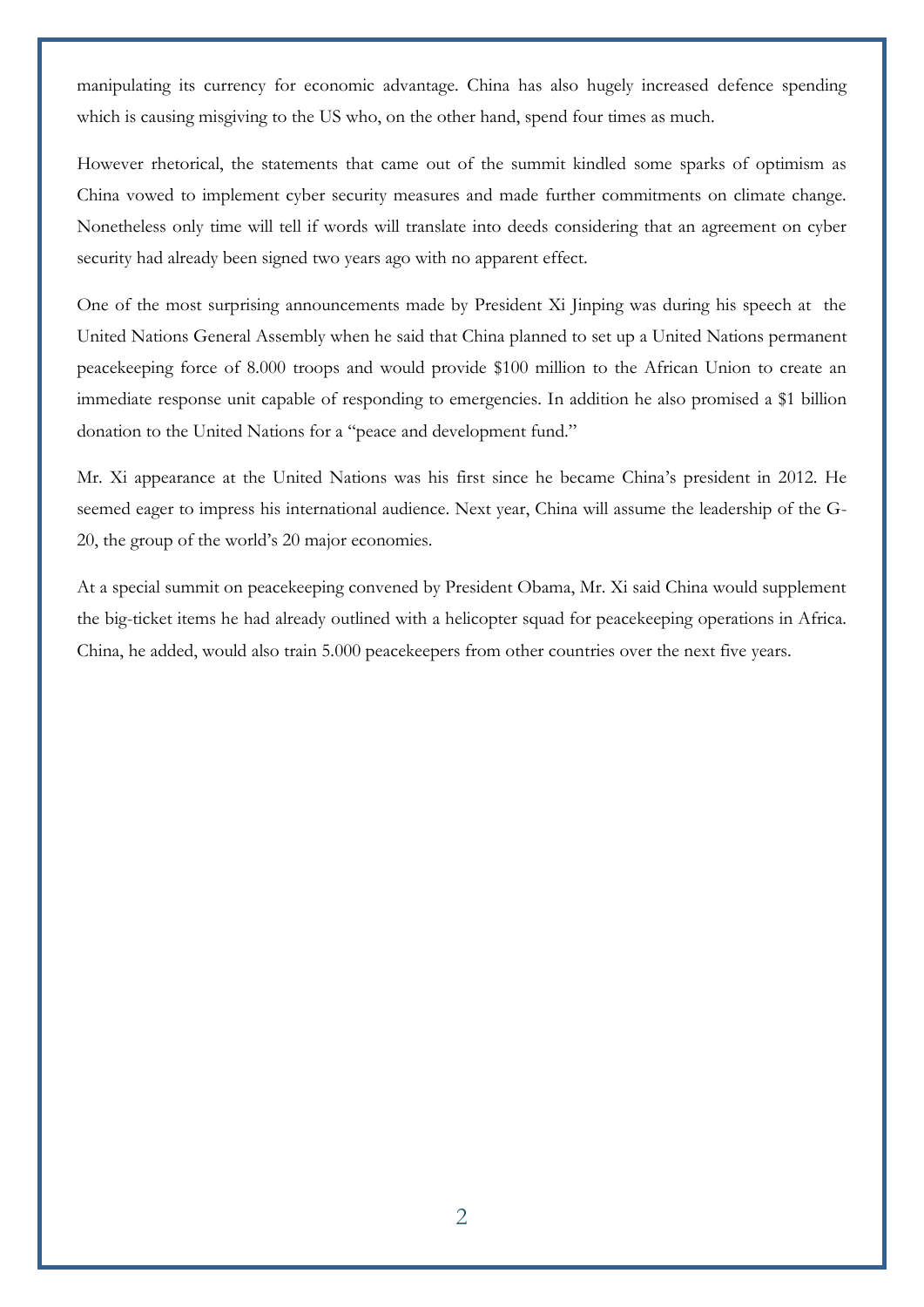manipulating its currency for economic advantage. China has also hugely increased defence spending which is causing misgiving to the US who, on the other hand, spend four times as much.

However rhetorical, the statements that came out of the summit kindled some sparks of optimism as China vowed to implement cyber security measures and made further commitments on climate change. Nonetheless only time will tell if words will translate into deeds considering that an agreement on cyber security had already been signed two years ago with no apparent effect.

One of the most surprising announcements made by President Xi Jinping was during his speech at the United Nations General Assembly when he said that China planned to set up a United Nations permanent peacekeeping force of 8.000 troops and would provide $100 million to the African Union to create an immediate response unit capable of responding to emergencies. In addition he also promised a $1 billion donation to the United Nations for a "peace and development fund."

Mr. Xi appearance at the United Nations was his first since he became China's president in 2012. He seemed eager to impress his international audience. Next year, China will assume the leadership of the G-20, the group of the world's 20 major economies.

At a special summit on peacekeeping convened by President Obama, Mr. Xi said China would supplement the big-ticket items he had already outlined with a helicopter squad for peacekeeping operations in Africa. China, he added, would also train 5.000 peacekeepers from other countries over the next five years.